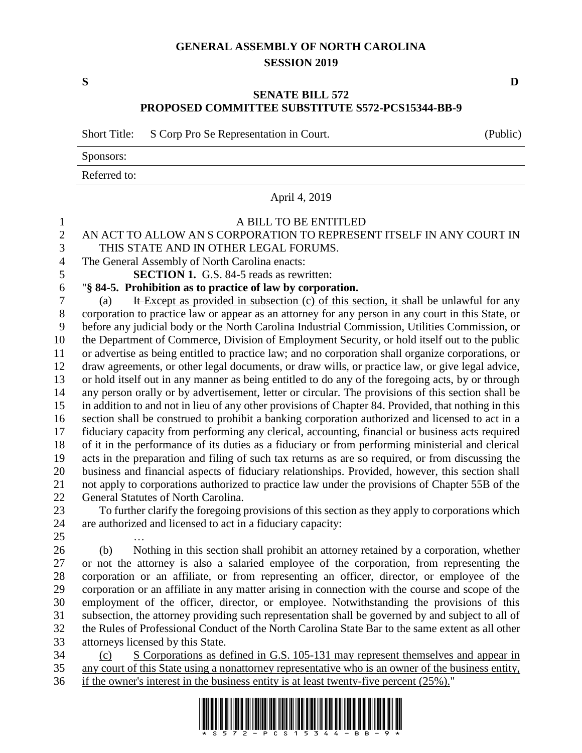# GENERAL ASSEMBLY OF NORTH CAROLINA
## SESSION 2019

**S** **D**

## SENATE BILL 572
## PROPOSED COMMITTEE SUBSTITUTE S572-PCS15344-BB-9

Short Title: S Corp Pro Se Representation in Court. (Public)

Sponsors:

Referred to:

April 4, 2019

A BILL TO BE ENTITLED

AN ACT TO ALLOW AN S CORPORATION TO REPRESENT ITSELF IN ANY COURT IN THIS STATE AND IN OTHER LEGAL FORUMS.

The General Assembly of North Carolina enacts:

**SECTION 1.** G.S. 84-5 reads as rewritten:

"**§ 84-5. Prohibition as to practice of law by corporation.**

(a) ~~It~~ Except as provided in subsection (c) of this section, it shall be unlawful for any corporation to practice law or appear as an attorney for any person in any court in this State, or before any judicial body or the North Carolina Industrial Commission, Utilities Commission, or the Department of Commerce, Division of Employment Security, or hold itself out to the public or advertise as being entitled to practice law; and no corporation shall organize corporations, or draw agreements, or other legal documents, or draw wills, or practice law, or give legal advice, or hold itself out in any manner as being entitled to do any of the foregoing acts, by or through any person orally or by advertisement, letter or circular. The provisions of this section shall be in addition to and not in lieu of any other provisions of Chapter 84. Provided, that nothing in this section shall be construed to prohibit a banking corporation authorized and licensed to act in a fiduciary capacity from performing any clerical, accounting, financial or business acts required of it in the performance of its duties as a fiduciary or from performing ministerial and clerical acts in the preparation and filing of such tax returns as are so required, or from discussing the business and financial aspects of fiduciary relationships. Provided, however, this section shall not apply to corporations authorized to practice law under the provisions of Chapter 55B of the General Statutes of North Carolina.

To further clarify the foregoing provisions of this section as they apply to corporations which are authorized and licensed to act in a fiduciary capacity:

…

(b) Nothing in this section shall prohibit an attorney retained by a corporation, whether or not the attorney is also a salaried employee of the corporation, from representing the corporation or an affiliate, or from representing an officer, director, or employee of the corporation or an affiliate in any matter arising in connection with the course and scope of the employment of the officer, director, or employee. Notwithstanding the provisions of this subsection, the attorney providing such representation shall be governed by and subject to all of the Rules of Professional Conduct of the North Carolina State Bar to the same extent as all other attorneys licensed by this State.

(c) S Corporations as defined in G.S. 105-131 may represent themselves and appear in any court of this State using a nonattorney representative who is an owner of the business entity, if the owner's interest in the business entity is at least twenty-five percent (25%)."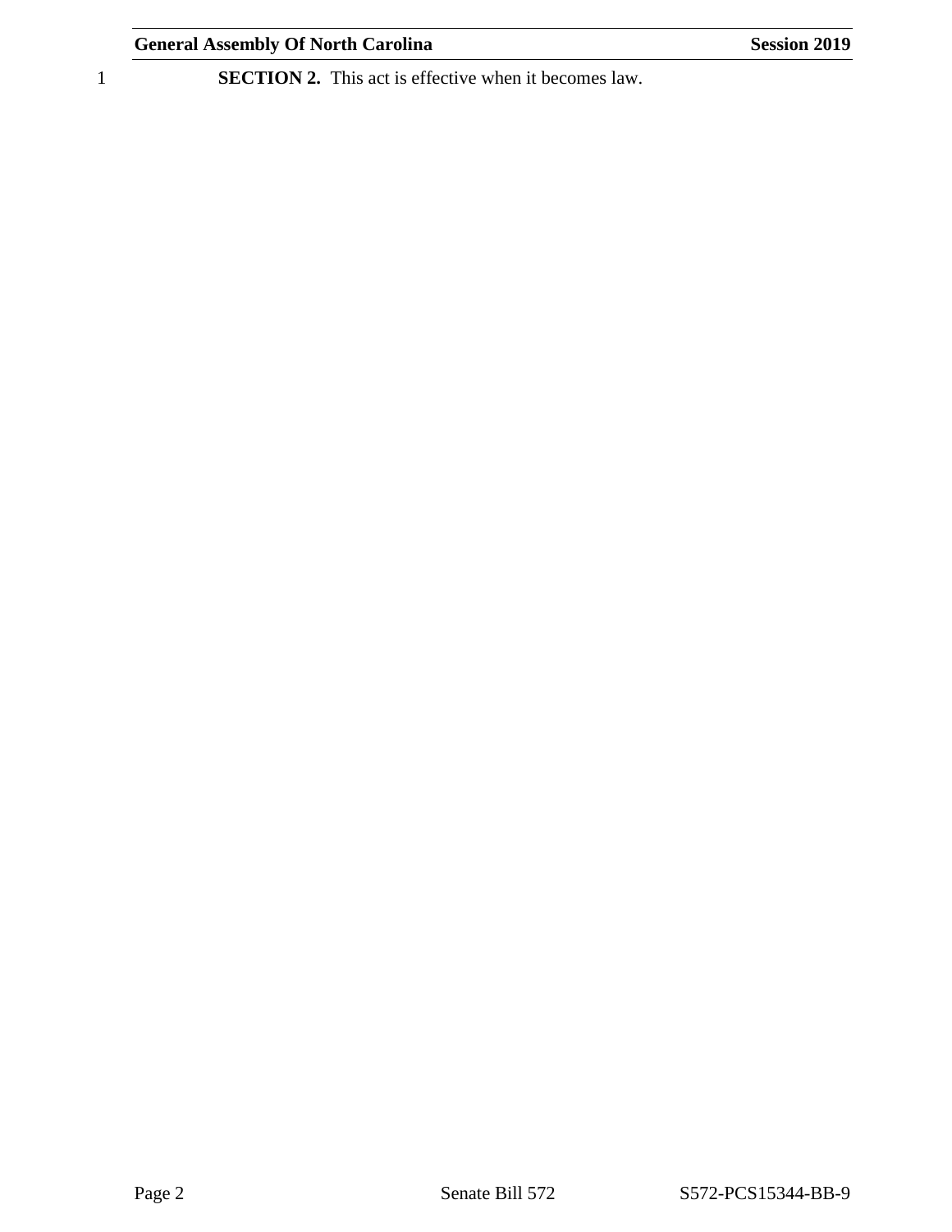**SECTION 2.** This act is effective when it becomes law.